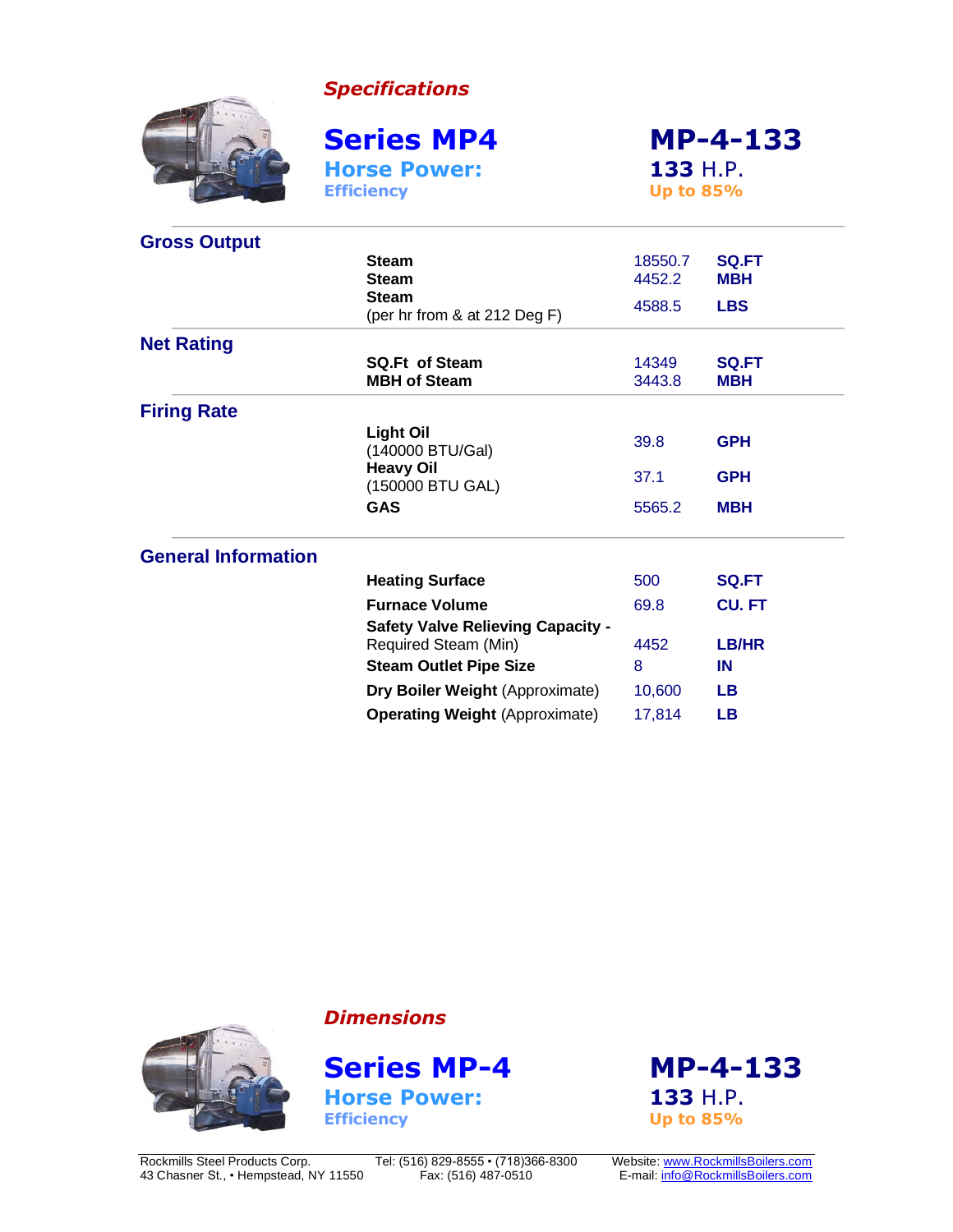*Specifications*

# Series MP4

**Horse Power:** **133** H.P.

**Efficiency** Up to 85%

## MP-4-133

### Gross Output

| | | |
|---|---|---|
| **Steam** | 18550.7 | **SQ.FT** |
| **Steam** | 4452.2 | **MBH** |
| **Steam** (per hr from & at 212 Deg F) | 4588.5 | **LBS** |

### Net Rating

| | | |
|---|---|---|
| **SQ.Ft of Steam** | 14349 | **SQ.FT** |
| **MBH of Steam** | 3443.8 | **MBH** |

### Firing Rate

| | | |
|---|---|---|
| **Light Oil** (140000 BTU/Gal) | 39.8 | **GPH** |
| **Heavy Oil** (150000 BTU GAL) | 37.1 | **GPH** |
| **GAS** | 5565.2 | **MBH** |

### General Information

| | | |
|---|---|---|
| **Heating Surface** | 500 | **SQ.FT** |
| **Furnace Volume** | 69.8 | **CU. FT** |
| **Safety Valve Relieving Capacity -** Required Steam (Min) | 4452 | **LB/HR** |
| **Steam Outlet Pipe Size** | 8 | **IN** |
| **Dry Boiler Weight** (Approximate) | 10,600 | **LB** |
| **Operating Weight** (Approximate) | 17,814 | **LB** |

*Dimensions*

# Series MP-4

**Horse Power:** **133** H.P.

**Efficiency** Up to 85%

## MP-4-133

Rockmills Steel Products Corp.
43 Chasner St., • Hempstead, NY 11550
Tel: (516) 829-8555 • (718)366-8300
Fax: (516) 487-0510
Website: www.RockmillsBoilers.com
E-mail: info@RockmillsBoilers.com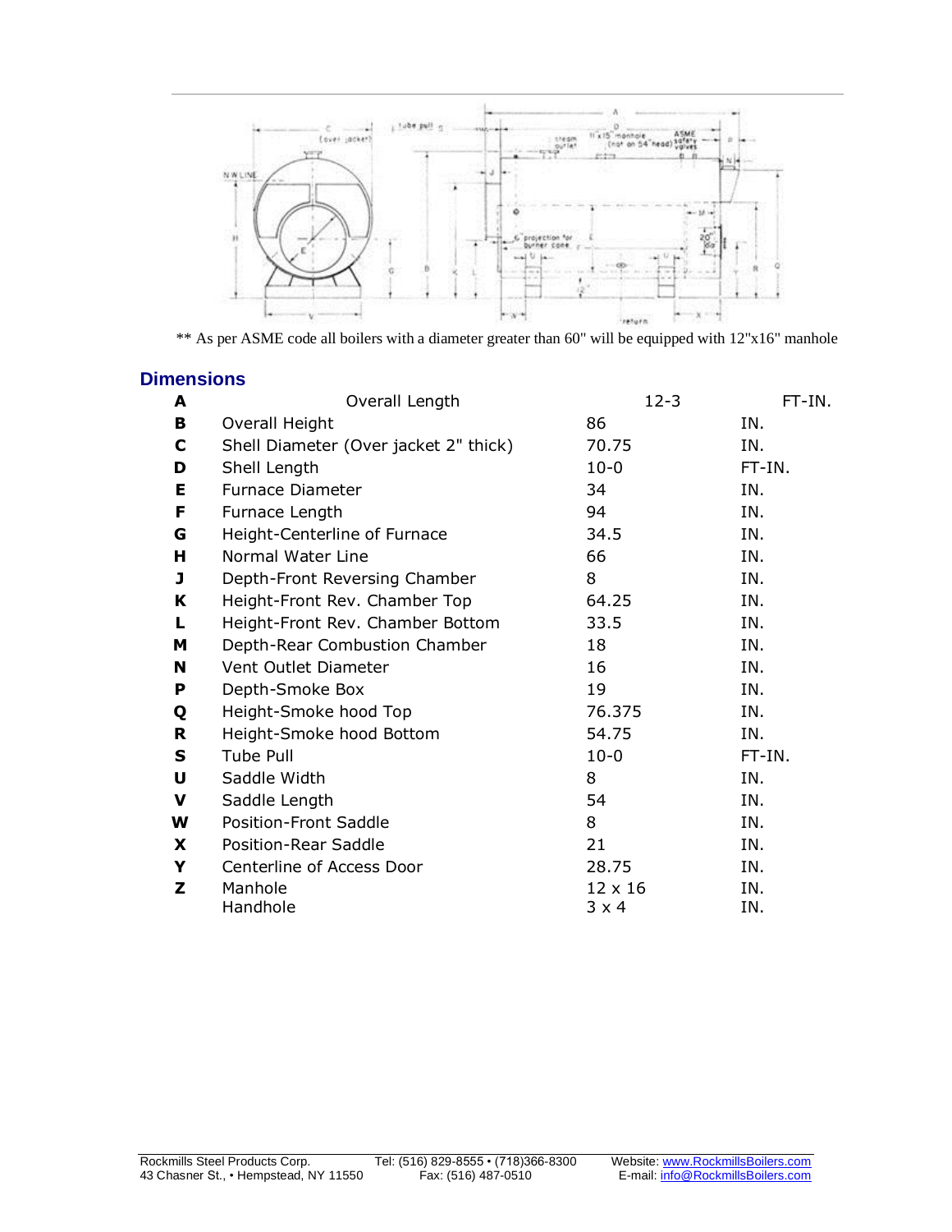** As per ASME code all boilers with a diameter greater than 60" will be equipped with 12"x16" manhole

## Dimensions

| | | | |
|---|---|---|---|
| **A** | Overall Length | 12-3 | FT-IN. |
| **B** | Overall Height | 86 | IN. |
| **C** | Shell Diameter (Over jacket 2" thick) | 70.75 | IN. |
| **D** | Shell Length | 10-0 | FT-IN. |
| **E** | Furnace Diameter | 34 | IN. |
| **F** | Furnace Length | 94 | IN. |
| **G** | Height-Centerline of Furnace | 34.5 | IN. |
| **H** | Normal Water Line | 66 | IN. |
| **J** | Depth-Front Reversing Chamber | 8 | IN. |
| **K** | Height-Front Rev. Chamber Top | 64.25 | IN. |
| **L** | Height-Front Rev. Chamber Bottom | 33.5 | IN. |
| **M** | Depth-Rear Combustion Chamber | 18 | IN. |
| **N** | Vent Outlet Diameter | 16 | IN. |
| **P** | Depth-Smoke Box | 19 | IN. |
| **Q** | Height-Smoke hood Top | 76.375 | IN. |
| **R** | Height-Smoke hood Bottom | 54.75 | IN. |
| **S** | Tube Pull | 10-0 | FT-IN. |
| **U** | Saddle Width | 8 | IN. |
| **V** | Saddle Length | 54 | IN. |
| **W** | Position-Front Saddle | 8 | IN. |
| **X** | Position-Rear Saddle | 21 | IN. |
| **Y** | Centerline of Access Door | 28.75 | IN. |
| **Z** | Manhole | 12 x 16 | IN. |
| | Handhole | 3 x 4 | IN. |

Rockmills Steel Products Corp.
43 Chasner St., • Hempstead, NY 11550

Tel: (516) 829-8555 • (718)366-8300
Fax: (516) 487-0510

Website: www.RockmillsBoilers.com
E-mail: info@RockmillsBoilers.com